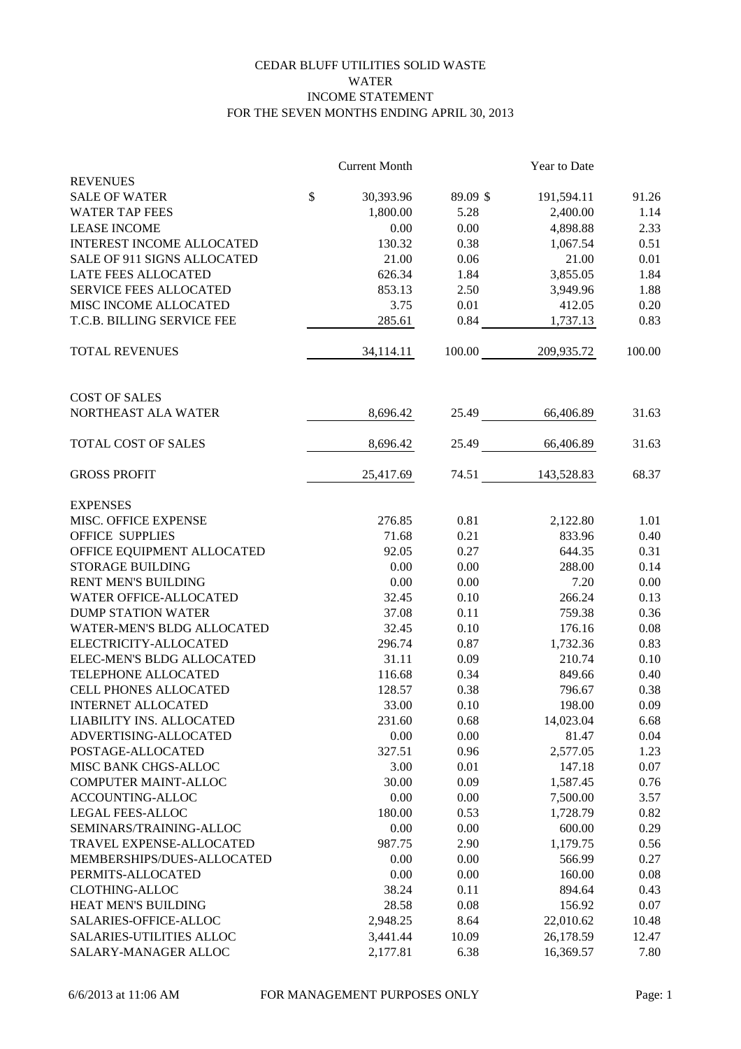# CEDAR BLUFF UTILITIES SOLID WASTE
## WATER
## INCOME STATEMENT
## FOR THE SEVEN MONTHS ENDING APRIL 30, 2013

| | Current Month | | Year to Date | |
|---|---|---|---|---|
| **REVENUES** | | | | |
| SALE OF WATER | $ 30,393.96 | 89.09 | $ 191,594.11 | 91.26 |
| WATER TAP FEES | 1,800.00 | 5.28 | 2,400.00 | 1.14 |
| LEASE INCOME | 0.00 | 0.00 | 4,898.88 | 2.33 |
| INTEREST INCOME ALLOCATED | 130.32 | 0.38 | 1,067.54 | 0.51 |
| SALE OF 911 SIGNS ALLOCATED | 21.00 | 0.06 | 21.00 | 0.01 |
| LATE FEES ALLOCATED | 626.34 | 1.84 | 3,855.05 | 1.84 |
| SERVICE FEES ALLOCATED | 853.13 | 2.50 | 3,949.96 | 1.88 |
| MISC INCOME ALLOCATED | 3.75 | 0.01 | 412.05 | 0.20 |
| T.C.B. BILLING SERVICE FEE | 285.61 | 0.84 | 1,737.13 | 0.83 |
| TOTAL REVENUES | 34,114.11 | 100.00 | 209,935.72 | 100.00 |
| **COST OF SALES** | | | | |
| NORTHEAST ALA WATER | 8,696.42 | 25.49 | 66,406.89 | 31.63 |
| TOTAL COST OF SALES | 8,696.42 | 25.49 | 66,406.89 | 31.63 |
| GROSS PROFIT | 25,417.69 | 74.51 | 143,528.83 | 68.37 |
| **EXPENSES** | | | | |
| MISC. OFFICE EXPENSE | 276.85 | 0.81 | 2,122.80 | 1.01 |
| OFFICE SUPPLIES | 71.68 | 0.21 | 833.96 | 0.40 |
| OFFICE EQUIPMENT ALLOCATED | 92.05 | 0.27 | 644.35 | 0.31 |
| STORAGE BUILDING | 0.00 | 0.00 | 288.00 | 0.14 |
| RENT MEN'S BUILDING | 0.00 | 0.00 | 7.20 | 0.00 |
| WATER OFFICE-ALLOCATED | 32.45 | 0.10 | 266.24 | 0.13 |
| DUMP STATION WATER | 37.08 | 0.11 | 759.38 | 0.36 |
| WATER-MEN'S BLDG ALLOCATED | 32.45 | 0.10 | 176.16 | 0.08 |
| ELECTRICITY-ALLOCATED | 296.74 | 0.87 | 1,732.36 | 0.83 |
| ELEC-MEN'S BLDG ALLOCATED | 31.11 | 0.09 | 210.74 | 0.10 |
| TELEPHONE ALLOCATED | 116.68 | 0.34 | 849.66 | 0.40 |
| CELL PHONES ALLOCATED | 128.57 | 0.38 | 796.67 | 0.38 |
| INTERNET ALLOCATED | 33.00 | 0.10 | 198.00 | 0.09 |
| LIABILITY INS. ALLOCATED | 231.60 | 0.68 | 14,023.04 | 6.68 |
| ADVERTISING-ALLOCATED | 0.00 | 0.00 | 81.47 | 0.04 |
| POSTAGE-ALLOCATED | 327.51 | 0.96 | 2,577.05 | 1.23 |
| MISC BANK CHGS-ALLOC | 3.00 | 0.01 | 147.18 | 0.07 |
| COMPUTER MAINT-ALLOC | 30.00 | 0.09 | 1,587.45 | 0.76 |
| ACCOUNTING-ALLOC | 0.00 | 0.00 | 7,500.00 | 3.57 |
| LEGAL FEES-ALLOC | 180.00 | 0.53 | 1,728.79 | 0.82 |
| SEMINARS/TRAINING-ALLOC | 0.00 | 0.00 | 600.00 | 0.29 |
| TRAVEL EXPENSE-ALLOCATED | 987.75 | 2.90 | 1,179.75 | 0.56 |
| MEMBERSHIPS/DUES-ALLOCATED | 0.00 | 0.00 | 566.99 | 0.27 |
| PERMITS-ALLOCATED | 0.00 | 0.00 | 160.00 | 0.08 |
| CLOTHING-ALLOC | 38.24 | 0.11 | 894.64 | 0.43 |
| HEAT MEN'S BUILDING | 28.58 | 0.08 | 156.92 | 0.07 |
| SALARIES-OFFICE-ALLOC | 2,948.25 | 8.64 | 22,010.62 | 10.48 |
| SALARIES-UTILITIES ALLOC | 3,441.44 | 10.09 | 26,178.59 | 12.47 |
| SALARY-MANAGER ALLOC | 2,177.81 | 6.38 | 16,369.57 | 7.80 |

6/6/2013 at 11:06 AM FOR MANAGEMENT PURPOSES ONLY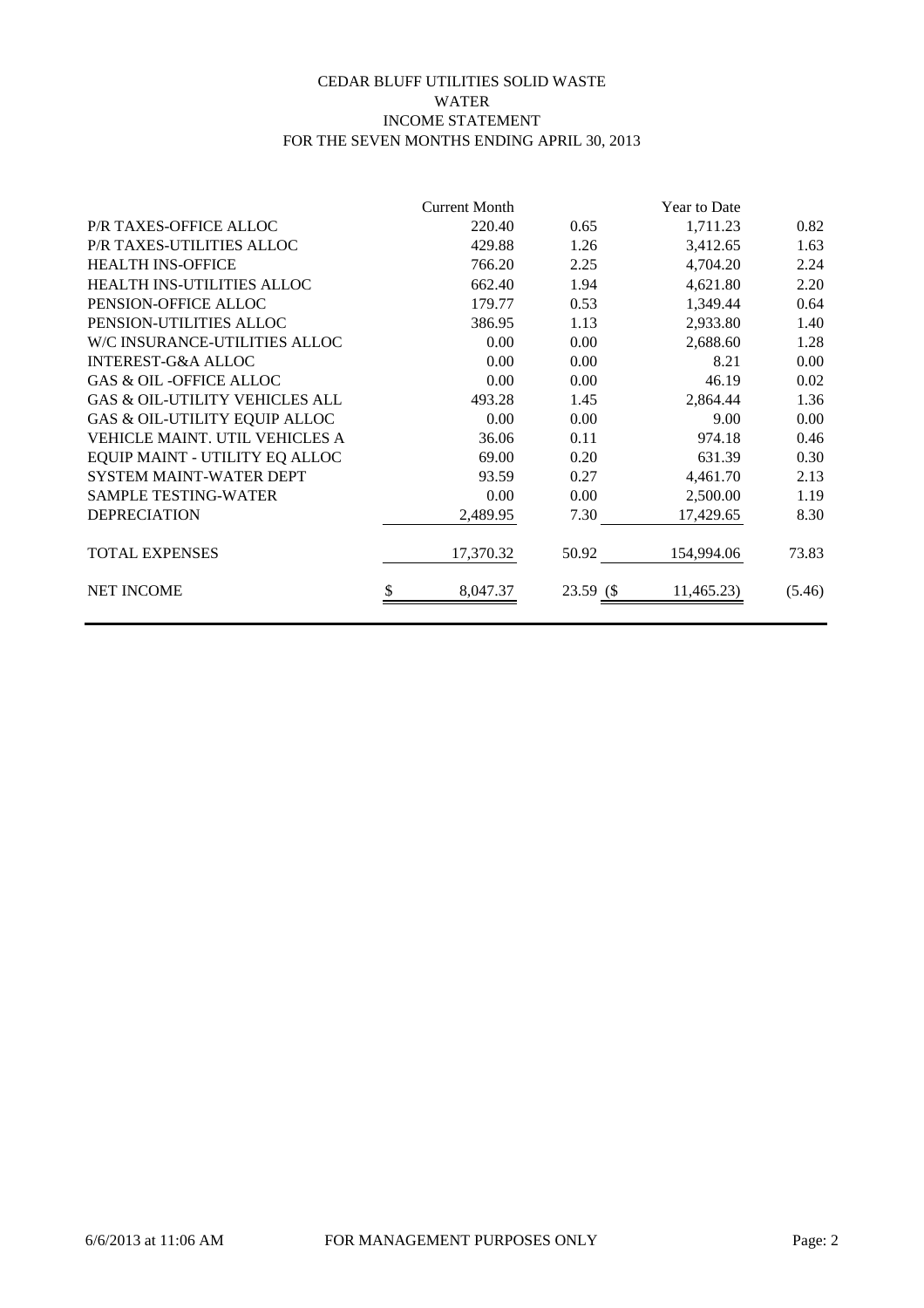# CEDAR BLUFF UTILITIES SOLID WASTE
## WATER
## INCOME STATEMENT
### FOR THE SEVEN MONTHS ENDING APRIL 30, 2013

| | Current Month | | Year to Date | |
|---|---|---|---|---|
| P/R TAXES-OFFICE ALLOC | 220.40 | 0.65 | 1,711.23 | 0.82 |
| P/R TAXES-UTILITIES ALLOC | 429.88 | 1.26 | 3,412.65 | 1.63 |
| HEALTH INS-OFFICE | 766.20 | 2.25 | 4,704.20 | 2.24 |
| HEALTH INS-UTILITIES ALLOC | 662.40 | 1.94 | 4,621.80 | 2.20 |
| PENSION-OFFICE ALLOC | 179.77 | 0.53 | 1,349.44 | 0.64 |
| PENSION-UTILITIES ALLOC | 386.95 | 1.13 | 2,933.80 | 1.40 |
| W/C INSURANCE-UTILITIES ALLOC | 0.00 | 0.00 | 2,688.60 | 1.28 |
| INTEREST-G&A ALLOC | 0.00 | 0.00 | 8.21 | 0.00 |
| GAS & OIL -OFFICE ALLOC | 0.00 | 0.00 | 46.19 | 0.02 |
| GAS & OIL-UTILITY VEHICLES ALL | 493.28 | 1.45 | 2,864.44 | 1.36 |
| GAS & OIL-UTILITY EQUIP ALLOC | 0.00 | 0.00 | 9.00 | 0.00 |
| VEHICLE MAINT. UTIL VEHICLES A | 36.06 | 0.11 | 974.18 | 0.46 |
| EQUIP MAINT - UTILITY EQ ALLOC | 69.00 | 0.20 | 631.39 | 0.30 |
| SYSTEM MAINT-WATER DEPT | 93.59 | 0.27 | 4,461.70 | 2.13 |
| SAMPLE TESTING-WATER | 0.00 | 0.00 | 2,500.00 | 1.19 |
| DEPRECIATION | 2,489.95 | 7.30 | 17,429.65 | 8.30 |
| TOTAL EXPENSES | 17,370.32 | 50.92 | 154,994.06 | 73.83 |
| NET INCOME | $ 8,047.37 | 23.59 | ($ 11,465.23) | (5.46) |

FOR MANAGEMENT PURPOSES ONLY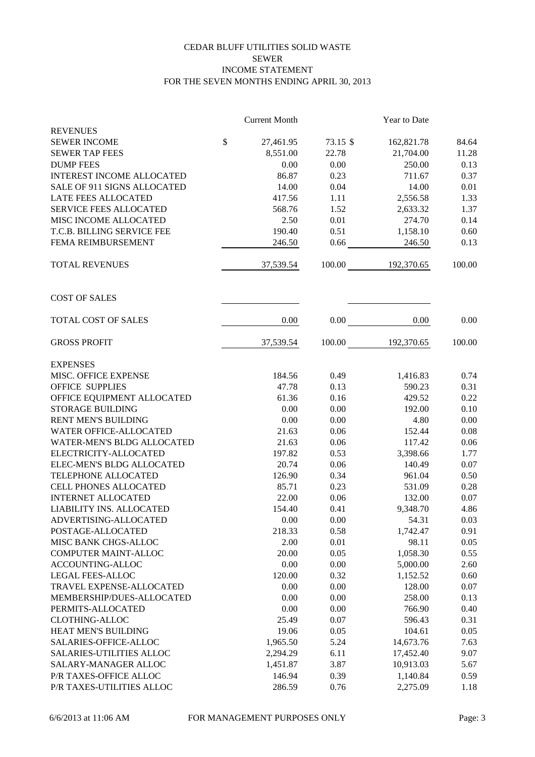# CEDAR BLUFF UTILITIES SOLID WASTE

## SEWER

## INCOME STATEMENT

## FOR THE SEVEN MONTHS ENDING APRIL 30, 2013

| | Current Month | | Year to Date | |
|---|---|---|---|---|
| **REVENUES** | | | | |
| SEWER INCOME | $ 27,461.95 | 73.15 | $ 162,821.78 | 84.64 |
| SEWER TAP FEES | 8,551.00 | 22.78 | 21,704.00 | 11.28 |
| DUMP FEES | 0.00 | 0.00 | 250.00 | 0.13 |
| INTEREST INCOME ALLOCATED | 86.87 | 0.23 | 711.67 | 0.37 |
| SALE OF 911 SIGNS ALLOCATED | 14.00 | 0.04 | 14.00 | 0.01 |
| LATE FEES ALLOCATED | 417.56 | 1.11 | 2,556.58 | 1.33 |
| SERVICE FEES ALLOCATED | 568.76 | 1.52 | 2,633.32 | 1.37 |
| MISC INCOME ALLOCATED | 2.50 | 0.01 | 274.70 | 0.14 |
| T.C.B. BILLING SERVICE FEE | 190.40 | 0.51 | 1,158.10 | 0.60 |
| FEMA REIMBURSEMENT | 246.50 | 0.66 | 246.50 | 0.13 |
| TOTAL REVENUES | 37,539.54 | 100.00 | 192,370.65 | 100.00 |
| **COST OF SALES** | | | | |
| TOTAL COST OF SALES | 0.00 | 0.00 | 0.00 | 0.00 |
| GROSS PROFIT | 37,539.54 | 100.00 | 192,370.65 | 100.00 |
| **EXPENSES** | | | | |
| MISC. OFFICE EXPENSE | 184.56 | 0.49 | 1,416.83 | 0.74 |
| OFFICE SUPPLIES | 47.78 | 0.13 | 590.23 | 0.31 |
| OFFICE EQUIPMENT ALLOCATED | 61.36 | 0.16 | 429.52 | 0.22 |
| STORAGE BUILDING | 0.00 | 0.00 | 192.00 | 0.10 |
| RENT MEN'S BUILDING | 0.00 | 0.00 | 4.80 | 0.00 |
| WATER OFFICE-ALLOCATED | 21.63 | 0.06 | 152.44 | 0.08 |
| WATER-MEN'S BLDG ALLOCATED | 21.63 | 0.06 | 117.42 | 0.06 |
| ELECTRICITY-ALLOCATED | 197.82 | 0.53 | 3,398.66 | 1.77 |
| ELEC-MEN'S BLDG ALLOCATED | 20.74 | 0.06 | 140.49 | 0.07 |
| TELEPHONE ALLOCATED | 126.90 | 0.34 | 961.04 | 0.50 |
| CELL PHONES ALLOCATED | 85.71 | 0.23 | 531.09 | 0.28 |
| INTERNET ALLOCATED | 22.00 | 0.06 | 132.00 | 0.07 |
| LIABILITY INS. ALLOCATED | 154.40 | 0.41 | 9,348.70 | 4.86 |
| ADVERTISING-ALLOCATED | 0.00 | 0.00 | 54.31 | 0.03 |
| POSTAGE-ALLOCATED | 218.33 | 0.58 | 1,742.47 | 0.91 |
| MISC BANK CHGS-ALLOC | 2.00 | 0.01 | 98.11 | 0.05 |
| COMPUTER MAINT-ALLOC | 20.00 | 0.05 | 1,058.30 | 0.55 |
| ACCOUNTING-ALLOC | 0.00 | 0.00 | 5,000.00 | 2.60 |
| LEGAL FEES-ALLOC | 120.00 | 0.32 | 1,152.52 | 0.60 |
| TRAVEL EXPENSE-ALLOCATED | 0.00 | 0.00 | 128.00 | 0.07 |
| MEMBERSHIP/DUES-ALLOCATED | 0.00 | 0.00 | 258.00 | 0.13 |
| PERMITS-ALLOCATED | 0.00 | 0.00 | 766.90 | 0.40 |
| CLOTHING-ALLOC | 25.49 | 0.07 | 596.43 | 0.31 |
| HEAT MEN'S BUILDING | 19.06 | 0.05 | 104.61 | 0.05 |
| SALARIES-OFFICE-ALLOC | 1,965.50 | 5.24 | 14,673.76 | 7.63 |
| SALARIES-UTILITIES ALLOC | 2,294.29 | 6.11 | 17,452.40 | 9.07 |
| SALARY-MANAGER ALLOC | 1,451.87 | 3.87 | 10,913.03 | 5.67 |
| P/R TAXES-OFFICE ALLOC | 146.94 | 0.39 | 1,140.84 | 0.59 |
| P/R TAXES-UTILITIES ALLOC | 286.59 | 0.76 | 2,275.09 | 1.18 |

6/6/2013 at 11:06 AM — FOR MANAGEMENT PURPOSES ONLY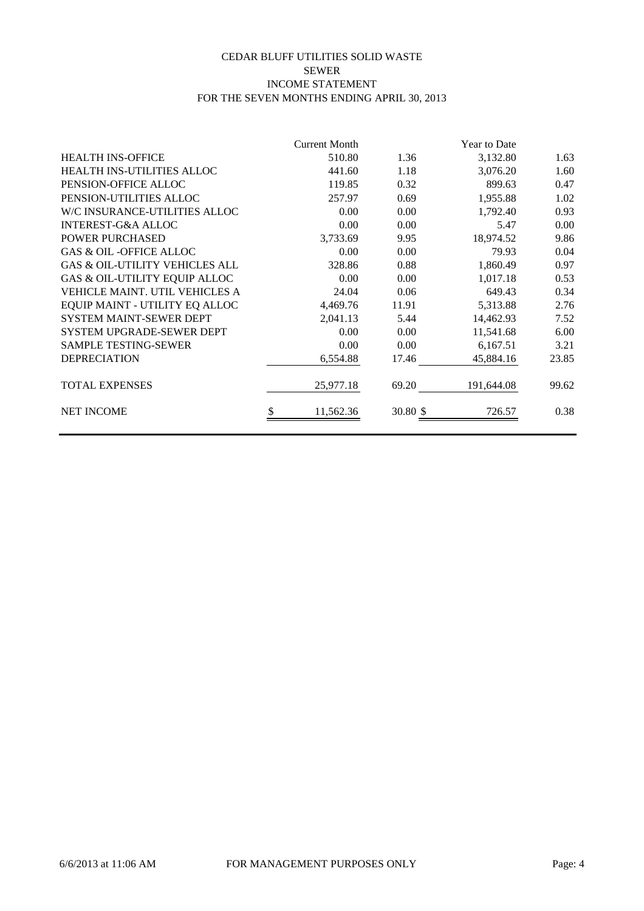CEDAR BLUFF UTILITIES SOLID WASTE
SEWER
INCOME STATEMENT
FOR THE SEVEN MONTHS ENDING APRIL 30, 2013

| | Current Month | | Year to Date | |
|---|---|---|---|---|
| HEALTH INS-OFFICE | 510.80 | 1.36 | 3,132.80 | 1.63 |
| HEALTH INS-UTILITIES ALLOC | 441.60 | 1.18 | 3,076.20 | 1.60 |
| PENSION-OFFICE ALLOC | 119.85 | 0.32 | 899.63 | 0.47 |
| PENSION-UTILITIES ALLOC | 257.97 | 0.69 | 1,955.88 | 1.02 |
| W/C INSURANCE-UTILITIES ALLOC | 0.00 | 0.00 | 1,792.40 | 0.93 |
| INTEREST-G&A ALLOC | 0.00 | 0.00 | 5.47 | 0.00 |
| POWER PURCHASED | 3,733.69 | 9.95 | 18,974.52 | 9.86 |
| GAS & OIL -OFFICE ALLOC | 0.00 | 0.00 | 79.93 | 0.04 |
| GAS & OIL-UTILITY VEHICLES ALL | 328.86 | 0.88 | 1,860.49 | 0.97 |
| GAS & OIL-UTILITY EQUIP ALLOC | 0.00 | 0.00 | 1,017.18 | 0.53 |
| VEHICLE MAINT. UTIL VEHICLES A | 24.04 | 0.06 | 649.43 | 0.34 |
| EQUIP MAINT - UTILITY EQ ALLOC | 4,469.76 | 11.91 | 5,313.88 | 2.76 |
| SYSTEM MAINT-SEWER DEPT | 2,041.13 | 5.44 | 14,462.93 | 7.52 |
| SYSTEM UPGRADE-SEWER DEPT | 0.00 | 0.00 | 11,541.68 | 6.00 |
| SAMPLE TESTING-SEWER | 0.00 | 0.00 | 6,167.51 | 3.21 |
| DEPRECIATION | 6,554.88 | 17.46 | 45,884.16 | 23.85 |
| TOTAL EXPENSES | 25,977.18 | 69.20 | 191,644.08 | 99.62 |
| NET INCOME | $ 11,562.36 | 30.80 | $ 726.57 | 0.38 |

6/6/2013 at 11:06 AM FOR MANAGEMENT PURPOSES ONLY